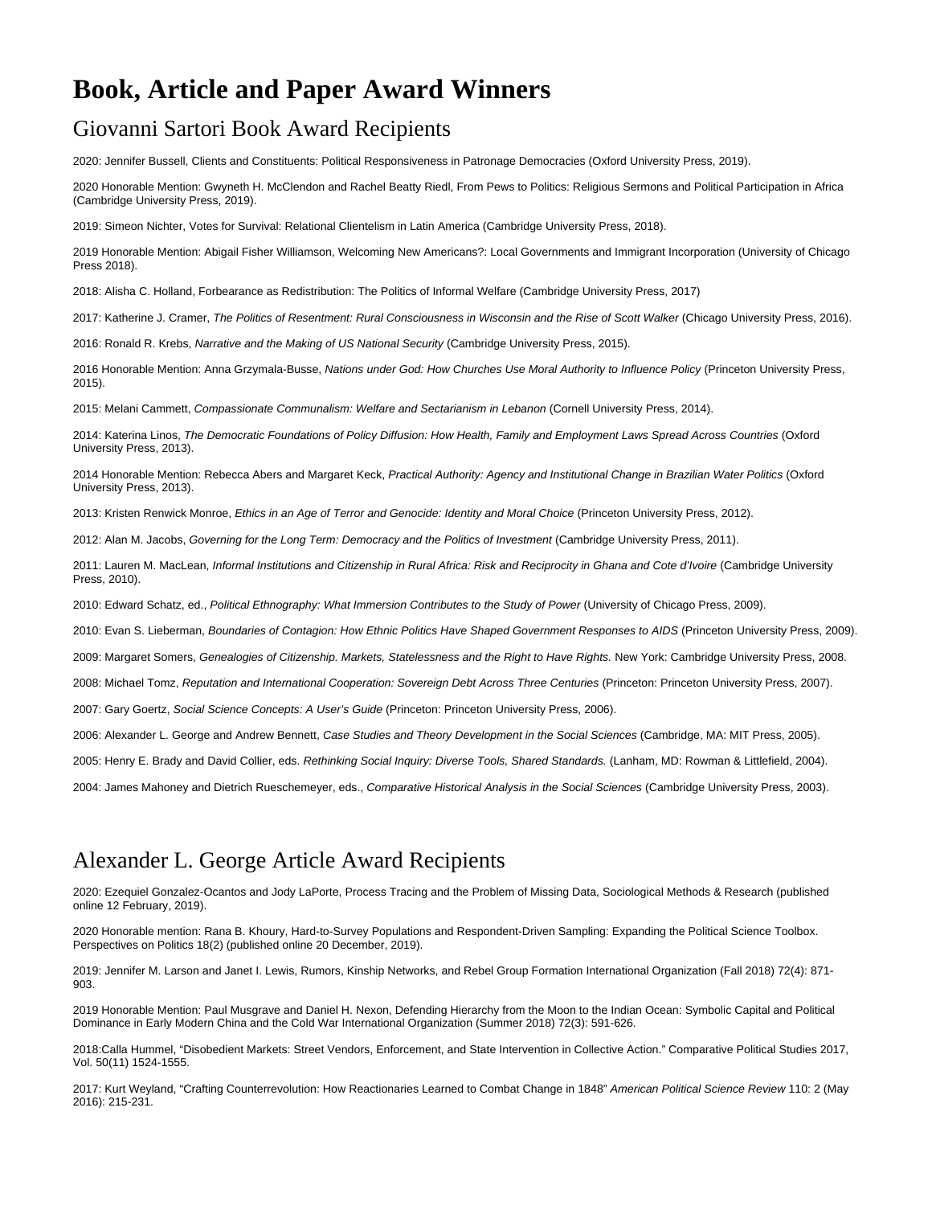# Book, Article and Paper Award Winners

## Giovanni Sartori Book Award Recipients

2020: Jennifer Bussell, Clients and Constituents: Political Responsiveness in Patronage Democracies (Oxford University Press, 2019).

2020 Honorable Mention: Gwyneth H. McClendon and Rachel Beatty Riedl, From Pews to Politics: Religious Sermons and Political Participation in Africa (Cambridge University Press, 2019).

2019: Simeon Nichter, Votes for Survival: Relational Clientelism in Latin America (Cambridge University Press, 2018).

2019 Honorable Mention: Abigail Fisher Williamson, Welcoming New Americans?: Local Governments and Immigrant Incorporation (University of Chicago Press 2018).

2018: Alisha C. Holland, Forbearance as Redistribution: The Politics of Informal Welfare (Cambridge University Press, 2017)

2017: Katherine J. Cramer, *The Politics of Resentment: Rural Consciousness in Wisconsin and the Rise of Scott Walker* (Chicago University Press, 2016).

2016: Ronald R. Krebs, *Narrative and the Making of US National Security* (Cambridge University Press, 2015).

2016 Honorable Mention: Anna Grzymala-Busse, *Nations under God: How Churches Use Moral Authority to Influence Policy* (Princeton University Press, 2015).

2015: Melani Cammett, *Compassionate Communalism: Welfare and Sectarianism in Lebanon* (Cornell University Press, 2014).

2014: Katerina Linos, *The Democratic Foundations of Policy Diffusion: How Health, Family and Employment Laws Spread Across Countries* (Oxford University Press, 2013).

2014 Honorable Mention: Rebecca Abers and Margaret Keck, *Practical Authority: Agency and Institutional Change in Brazilian Water Politics* (Oxford University Press, 2013).

2013: Kristen Renwick Monroe, *Ethics in an Age of Terror and Genocide: Identity and Moral Choice* (Princeton University Press, 2012).

2012: Alan M. Jacobs, *Governing for the Long Term: Democracy and the Politics of Investment* (Cambridge University Press, 2011).

2011: Lauren M. MacLean, *Informal Institutions and Citizenship in Rural Africa: Risk and Reciprocity in Ghana and Cote d'Ivoire* (Cambridge University Press, 2010).

2010: Edward Schatz, ed., *Political Ethnography: What Immersion Contributes to the Study of Power* (University of Chicago Press, 2009).

2010: Evan S. Lieberman, *Boundaries of Contagion: How Ethnic Politics Have Shaped Government Responses to AIDS* (Princeton University Press, 2009).

2009: Margaret Somers, *Genealogies of Citizenship. Markets, Statelessness and the Right to Have Rights.* New York: Cambridge University Press, 2008.

2008: Michael Tomz, *Reputation and International Cooperation: Sovereign Debt Across Three Centuries* (Princeton: Princeton University Press, 2007).

2007: Gary Goertz, *Social Science Concepts: A User's Guide* (Princeton: Princeton University Press, 2006).

2006: Alexander L. George and Andrew Bennett, *Case Studies and Theory Development in the Social Sciences* (Cambridge, MA: MIT Press, 2005).

2005: Henry E. Brady and David Collier, eds. *Rethinking Social Inquiry: Diverse Tools, Shared Standards.* (Lanham, MD: Rowman & Littlefield, 2004).

2004: James Mahoney and Dietrich Rueschemeyer, eds., *Comparative Historical Analysis in the Social Sciences* (Cambridge University Press, 2003).

## Alexander L. George Article Award Recipients

2020: Ezequiel Gonzalez-Ocantos and Jody LaPorte, Process Tracing and the Problem of Missing Data, Sociological Methods & Research (published online 12 February, 2019).

2020 Honorable mention: Rana B. Khoury, Hard-to-Survey Populations and Respondent-Driven Sampling: Expanding the Political Science Toolbox. Perspectives on Politics 18(2) (published online 20 December, 2019).

2019: Jennifer M. Larson and Janet I. Lewis, Rumors, Kinship Networks, and Rebel Group Formation International Organization (Fall 2018) 72(4): 871-903.

2019 Honorable Mention: Paul Musgrave and Daniel H. Nexon, Defending Hierarchy from the Moon to the Indian Ocean: Symbolic Capital and Political Dominance in Early Modern China and the Cold War International Organization (Summer 2018) 72(3): 591-626.

2018:Calla Hummel, "Disobedient Markets: Street Vendors, Enforcement, and State Intervention in Collective Action." Comparative Political Studies 2017, Vol. 50(11) 1524-1555.

2017: Kurt Weyland, "Crafting Counterrevolution: How Reactionaries Learned to Combat Change in 1848" *American Political Science Review* 110: 2 (May 2016): 215-231.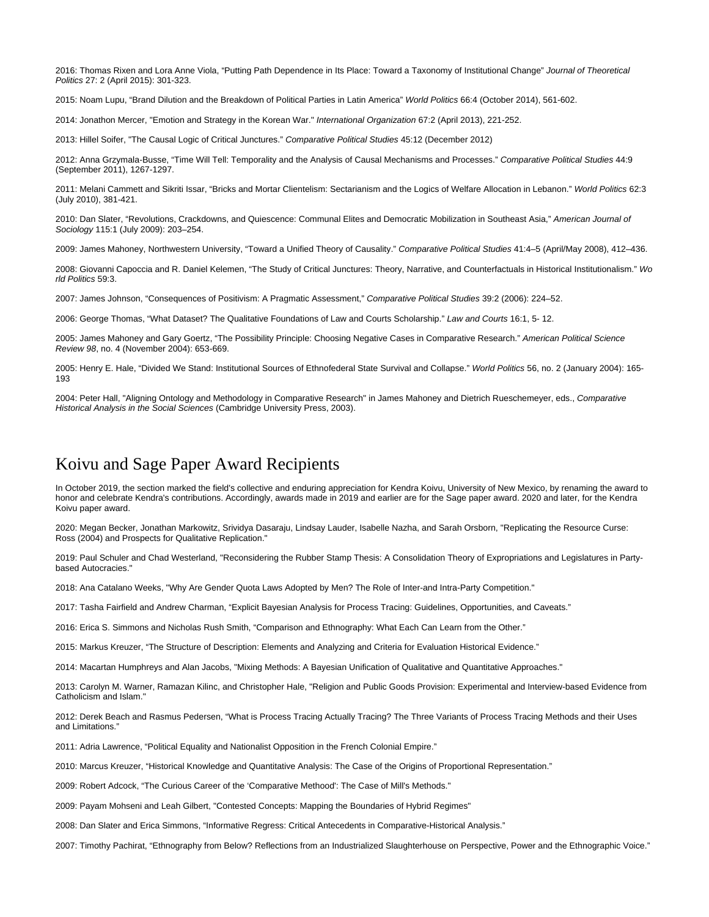2016: Thomas Rixen and Lora Anne Viola, “Putting Path Dependence in Its Place: Toward a Taxonomy of Institutional Change” *Journal of Theoretical Politics* 27: 2 (April 2015): 301-323.

2015: Noam Lupu, “Brand Dilution and the Breakdown of Political Parties in Latin America” *World Politics* 66:4 (October 2014), 561-602.

2014: Jonathon Mercer, "Emotion and Strategy in the Korean War." *International Organization* 67:2 (April 2013), 221-252.

2013: Hillel Soifer, "The Causal Logic of Critical Junctures." *Comparative Political Studies* 45:12 (December 2012)

2012: Anna Grzymala-Busse, “Time Will Tell: Temporality and the Analysis of Causal Mechanisms and Processes.” *Comparative Political Studies* 44:9 (September 2011), 1267-1297.

2011: Melani Cammett and Sikriti Issar, “Bricks and Mortar Clientelism: Sectarianism and the Logics of Welfare Allocation in Lebanon.” *World Politics* 62:3 (July 2010), 381-421.

2010: Dan Slater, “Revolutions, Crackdowns, and Quiescence: Communal Elites and Democratic Mobilization in Southeast Asia,” *American Journal of Sociology* 115:1 (July 2009): 203–254.

2009: James Mahoney, Northwestern University, “Toward a Unified Theory of Causality.” *Comparative Political Studies* 41:4–5 (April/May 2008), 412–436.

2008: Giovanni Capoccia and R. Daniel Kelemen, “The Study of Critical Junctures: Theory, Narrative, and Counterfactuals in Historical Institutionalism.” *World Politics* 59:3.

2007: James Johnson, “Consequences of Positivism: A Pragmatic Assessment,” *Comparative Political Studies* 39:2 (2006): 224–52.

2006: George Thomas, “What Dataset? The Qualitative Foundations of Law and Courts Scholarship.” *Law and Courts* 16:1, 5- 12.

2005: James Mahoney and Gary Goertz, “The Possibility Principle: Choosing Negative Cases in Comparative Research.” *American Political Science Review 98*, no. 4 (November 2004): 653-669.

2005: Henry E. Hale, “Divided We Stand: Institutional Sources of Ethnofederal State Survival and Collapse.” *World Politics* 56, no. 2 (January 2004): 165-193

2004: Peter Hall, "Aligning Ontology and Methodology in Comparative Research" in James Mahoney and Dietrich Rueschemeyer, eds., *Comparative Historical Analysis in the Social Sciences* (Cambridge University Press, 2003).

# Koivu and Sage Paper Award Recipients

In October 2019, the section marked the field's collective and enduring appreciation for Kendra Koivu, University of New Mexico, by renaming the award to honor and celebrate Kendra's contributions. Accordingly, awards made in 2019 and earlier are for the Sage paper award. 2020 and later, for the Kendra Koivu paper award.

2020: Megan Becker, Jonathan Markowitz, Srividya Dasaraju, Lindsay Lauder, Isabelle Nazha, and Sarah Orsborn, "Replicating the Resource Curse: Ross (2004) and Prospects for Qualitative Replication."

2019: Paul Schuler and Chad Westerland, "Reconsidering the Rubber Stamp Thesis: A Consolidation Theory of Expropriations and Legislatures in Party-based Autocracies."

2018: Ana Catalano Weeks, "Why Are Gender Quota Laws Adopted by Men? The Role of Inter-and Intra-Party Competition."

2017: Tasha Fairfield and Andrew Charman, “Explicit Bayesian Analysis for Process Tracing: Guidelines, Opportunities, and Caveats.”

2016: Erica S. Simmons and Nicholas Rush Smith, “Comparison and Ethnography: What Each Can Learn from the Other.”

2015: Markus Kreuzer, “The Structure of Description: Elements and Analyzing and Criteria for Evaluation Historical Evidence.”

2014: Macartan Humphreys and Alan Jacobs, "Mixing Methods: A Bayesian Unification of Qualitative and Quantitative Approaches."

2013: Carolyn M. Warner, Ramazan Kilinc, and Christopher Hale, "Religion and Public Goods Provision: Experimental and Interview-based Evidence from Catholicism and Islam."

2012: Derek Beach and Rasmus Pedersen, “What is Process Tracing Actually Tracing? The Three Variants of Process Tracing Methods and their Uses and Limitations.”

2011: Adria Lawrence, “Political Equality and Nationalist Opposition in the French Colonial Empire.”

2010: Marcus Kreuzer, “Historical Knowledge and Quantitative Analysis: The Case of the Origins of Proportional Representation.”

2009: Robert Adcock, “The Curious Career of the ‘Comparative Method': The Case of Mill's Methods."

2009: Payam Mohseni and Leah Gilbert, "Contested Concepts: Mapping the Boundaries of Hybrid Regimes"

2008: Dan Slater and Erica Simmons, “Informative Regress: Critical Antecedents in Comparative-Historical Analysis.”

2007: Timothy Pachirat, “Ethnography from Below? Reflections from an Industrialized Slaughterhouse on Perspective, Power and the Ethnographic Voice.”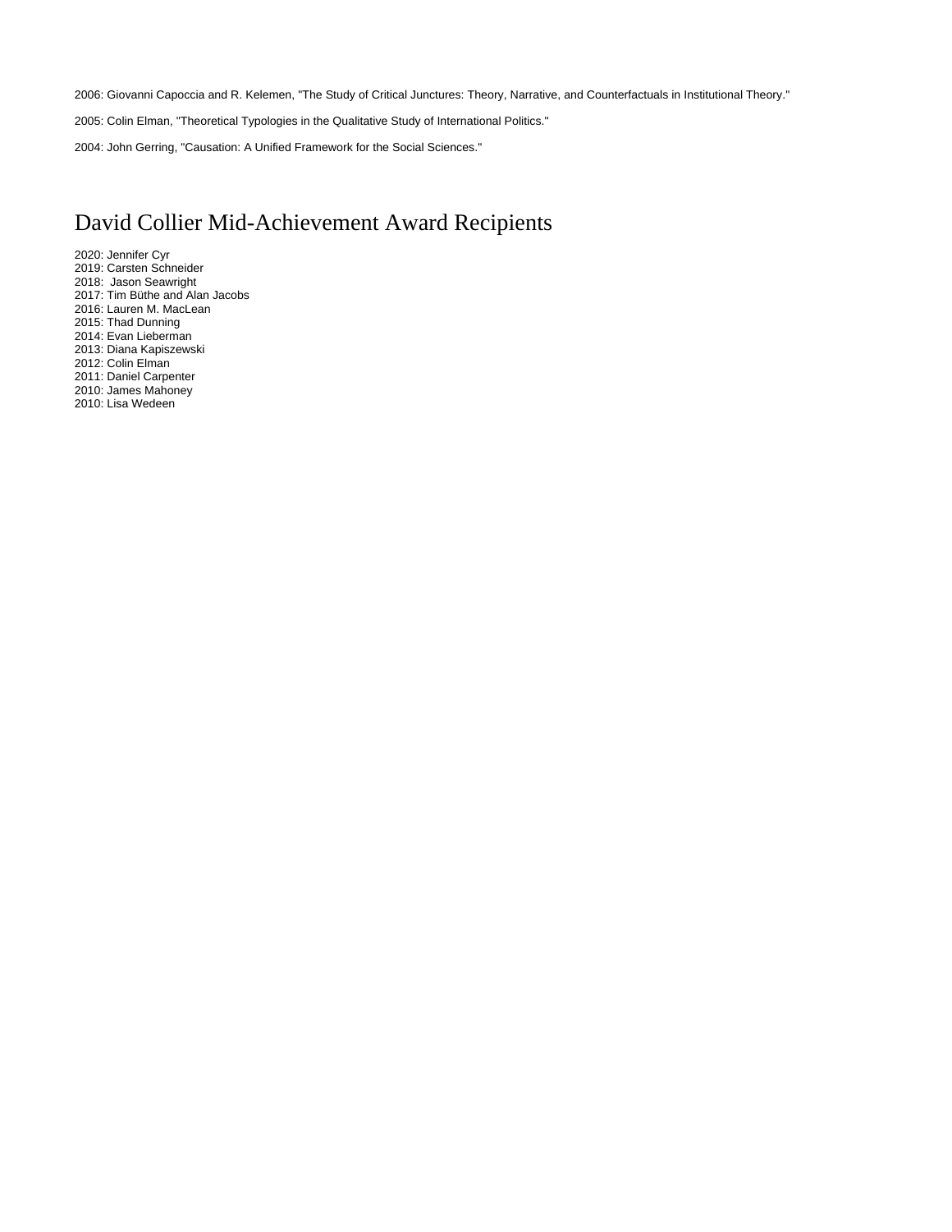2006: Giovanni Capoccia and R. Kelemen, "The Study of Critical Junctures: Theory, Narrative, and Counterfactuals in Institutional Theory."

2005: Colin Elman, "Theoretical Typologies in the Qualitative Study of International Politics."

2004: John Gerring, "Causation: A Unified Framework for the Social Sciences."

## David Collier Mid-Achievement Award Recipients

2020: Jennifer Cyr
2019: Carsten Schneider
2018: Jason Seawright
2017: Tim Büthe and Alan Jacobs
2016: Lauren M. MacLean
2015: Thad Dunning
2014: Evan Lieberman
2013: Diana Kapiszewski
2012: Colin Elman
2011: Daniel Carpenter
2010: James Mahoney
2010: Lisa Wedeen